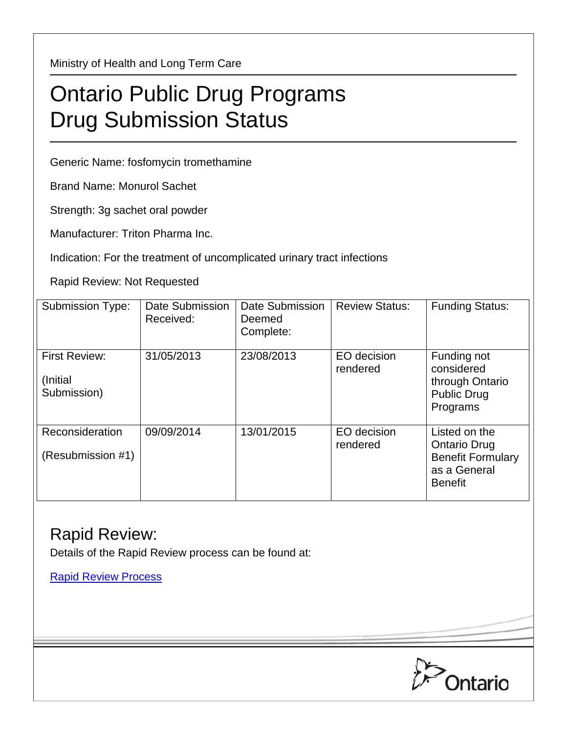Ministry of Health and Long Term Care

# Ontario Public Drug Programs Drug Submission Status

Generic Name: fosfomycin tromethamine

Brand Name: Monurol Sachet

Strength: 3g sachet oral powder

Manufacturer: Triton Pharma Inc.

Indication: For the treatment of uncomplicated urinary tract infections

Rapid Review: Not Requested

| Submission Type: | Date Submission Received: | Date Submission Deemed Complete: | Review Status: | Funding Status: |
|---|---|---|---|---|
| First Review: (Initial Submission) | 31/05/2013 | 23/08/2013 | EO decision rendered | Funding not considered through Ontario Public Drug Programs |
| Reconsideration (Resubmission #1) | 09/09/2014 | 13/01/2015 | EO decision rendered | Listed on the Ontario Drug Benefit Formulary as a General Benefit |

## Rapid Review:

Details of the Rapid Review process can be found at:

Rapid Review Process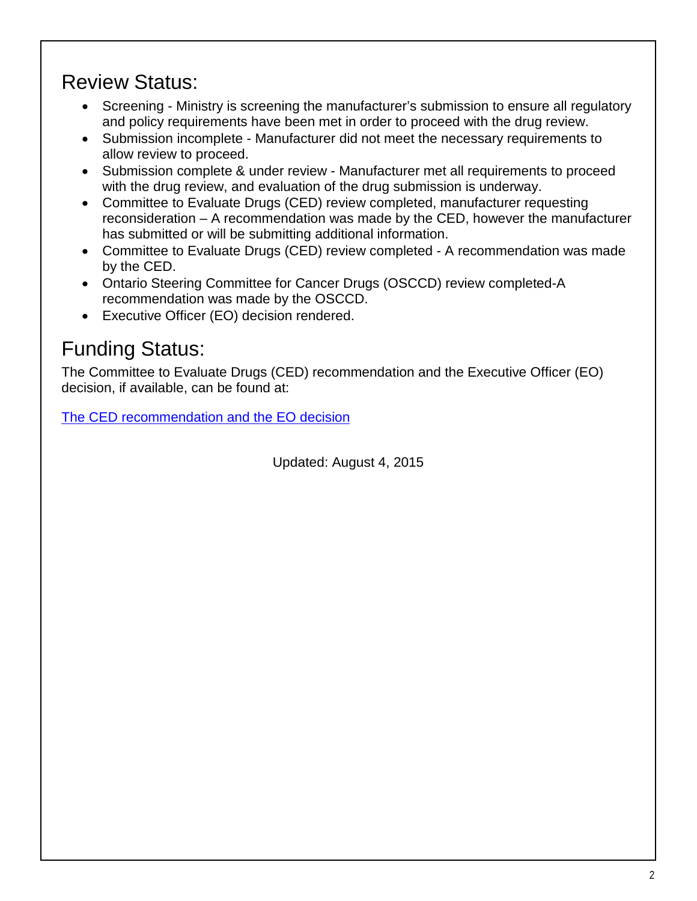## Review Status:

- Screening - Ministry is screening the manufacturer's submission to ensure all regulatory and policy requirements have been met in order to proceed with the drug review.
- Submission incomplete - Manufacturer did not meet the necessary requirements to allow review to proceed.
- Submission complete & under review - Manufacturer met all requirements to proceed with the drug review, and evaluation of the drug submission is underway.
- Committee to Evaluate Drugs (CED) review completed, manufacturer requesting reconsideration – A recommendation was made by the CED, however the manufacturer has submitted or will be submitting additional information.
- Committee to Evaluate Drugs (CED) review completed - A recommendation was made by the CED.
- Ontario Steering Committee for Cancer Drugs (OSCCD) review completed-A recommendation was made by the OSCCD.
- Executive Officer (EO) decision rendered.

## Funding Status:

The Committee to Evaluate Drugs (CED) recommendation and the Executive Officer (EO) decision, if available, can be found at:

The CED recommendation and the EO decision

Updated: August 4, 2015